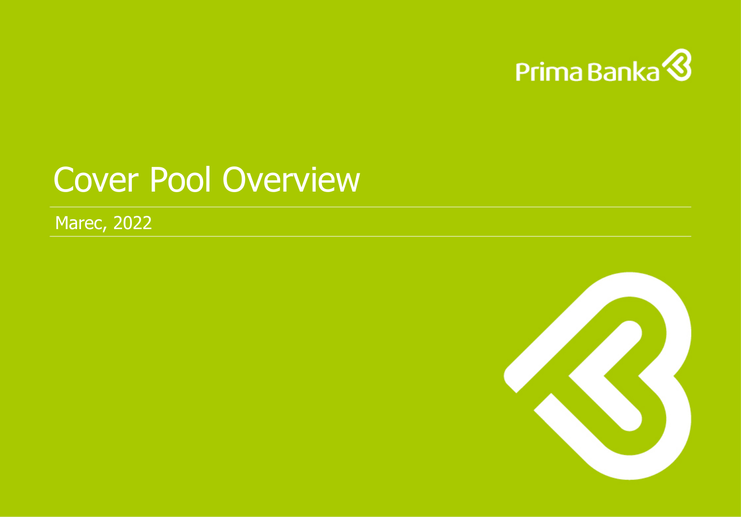Prima Banka

# Cover Pool Overview

Marec, 2022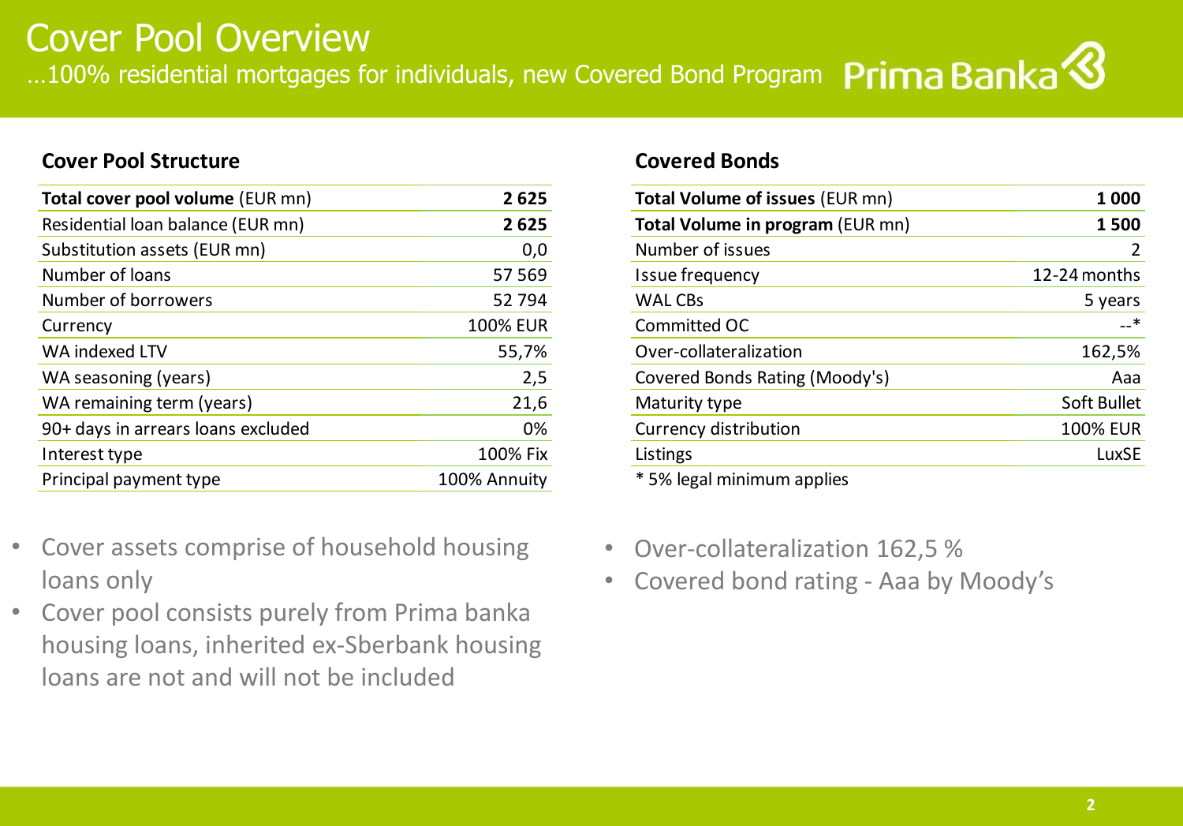# Cover Pool Overview

…100% residential mortgages for individuals, new Covered Bond Program

Prima Banka

## Cover Pool Structure

| **Total cover pool volume** (EUR mn) | **2 625** |
|---|---|
| Residential loan balance (EUR mn) | **2 625** |
| Substitution assets (EUR mn) | 0,0 |
| Number of loans | 57 569 |
| Number of borrowers | 52 794 |
| Currency | 100% EUR |
| WA indexed LTV | 55,7% |
| WA seasoning (years) | 2,5 |
| WA remaining term (years) | 21,6 |
| 90+ days in arrears loans excluded | 0% |
| Interest type | 100% Fix |
| Principal payment type | 100% Annuity |

- Cover assets comprise of household housing loans only
- Cover pool consists purely from Prima banka housing loans, inherited ex-Sberbank housing loans are not and will not be included

## Covered Bonds

| **Total Volume of issues** (EUR mn) | **1 000** |
|---|---|
| **Total Volume in program** (EUR mn) | **1 500** |
| Number of issues | 2 |
| Issue frequency | 12-24 months |
| WAL CBs | 5 years |
| Committed OC | --* |
| Over-collateralization | 162,5% |
| Covered Bonds Rating (Moody's) | Aaa |
| Maturity type | Soft Bullet |
| Currency distribution | 100% EUR |
| Listings | LuxSE |

* 5% legal minimum applies

- Over-collateralization 162,5 %
- Covered bond rating - Aaa by Moody's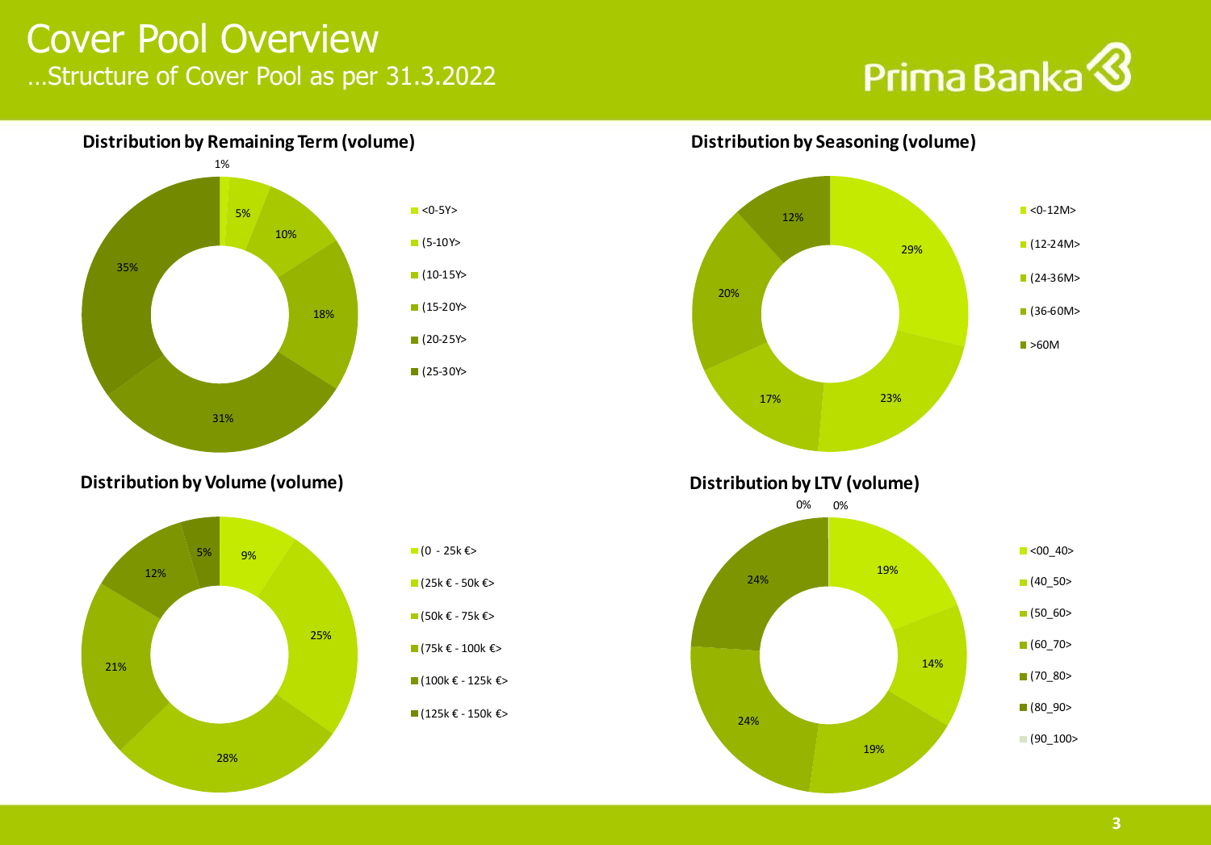# Cover Pool Overview

## …Structure of Cover Pool as per 31.3.2022

### Distribution by Remaining Term (volume)

| Remaining Term | Share |
|---|---|
| <0-5Y> | 1% |
| (5-10Y> | 5% |
| (10-15Y> | 10% |
| (15-20Y> | 18% |
| (20-25Y> | 31% |
| (25-30Y> | 35% |

### Distribution by Seasoning (volume)

| Seasoning | Share |
|---|---|
| <0-12M> | 29% |
| (12-24M> | 23% |
| (24-36M> | 17% |
| (36-60M> | 20% |
| >60M | 12% |

### Distribution by Volume (volume)

| Volume | Share |
|---|---|
| (0 - 25k €> | 9% |
| (25k € - 50k €> | 25% |
| (50k € - 75k €> | 28% |
| (75k € - 100k €> | 21% |
| (100k € - 125k €> | 12% |
| (125k € - 150k €> | 5% |

### Distribution by LTV (volume)

| LTV | Share |
|---|---|
| <00_40> | 19% |
| (40_50> | 14% |
| (50_60> | 19% |
| (60_70> | 24% |
| (70_80> | 24% |
| (80_90> | 0% |
| (90_100> | 0% |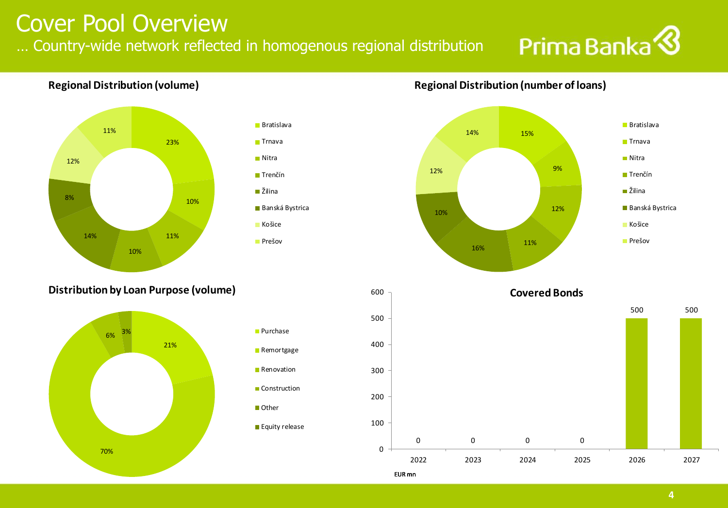# Cover Pool Overview

… Country-wide network reflected in homogenous regional distribution

Prima Banka

### Regional Distribution (volume)

23%
10%
11%
10%
14%
8%
12%
11%

Bratislava
Trnava
Nitra
Trenčín
Žilina
Banská Bystrica
Košice
Prešov

### Regional Distribution (number of loans)

15%
9%
12%
11%
16%
10%
12%
14%

Bratislava
Trnava
Nitra
Trenčín
Žilina
Banská Bystrica
Košice
Prešov

### Distribution by Loan Purpose (volume)

21%
70%
6%
3%

Purchase
Remortgage
Renovation
Construction
Other
Equity release

### Covered Bonds

600
500
400
300
200
100
0

0
0
0
0
500
500

2022
2023
2024
2025
2026
2027

EUR mn